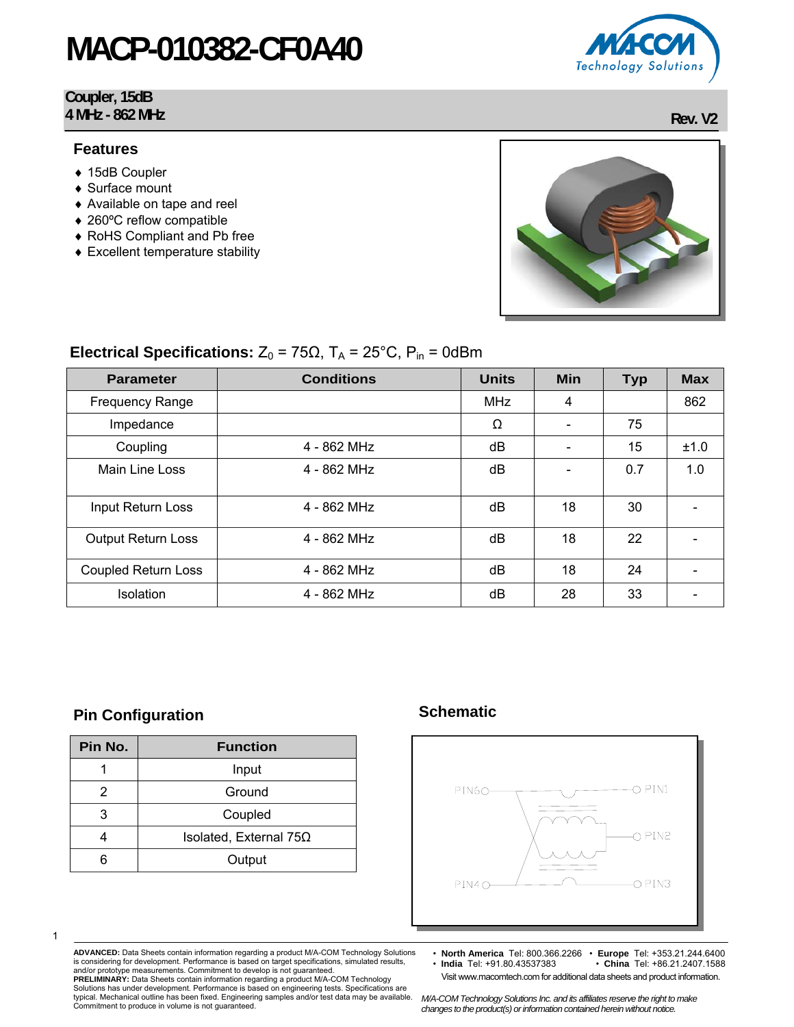# MACP-010382-CF0A40

**Coupler, 15dB**
**4 MHz - 862 MHz**

**Rev. V2**

## Features

- 15dB Coupler
- Surface mount
- Available on tape and reel
- 260ºC reflow compatible
- RoHS Compliant and Pb free
- Excellent temperature stability

## Electrical Specifications: $Z_0$ = 75Ω, $T_A$ = 25°C, $P_{in}$ = 0dBm

| Parameter | Conditions | Units | Min | Typ | Max |
|---|---|---|---|---|---|
| Frequency Range | | MHz | 4 | | 862 |
| Impedance | | Ω | - | 75 | |
| Coupling | 4 - 862 MHz | dB | - | 15 | ±1.0 |
| Main Line Loss | 4 - 862 MHz | dB | - | 0.7 | 1.0 |
| Input Return Loss | 4 - 862 MHz | dB | 18 | 30 | - |
| Output Return Loss | 4 - 862 MHz | dB | 18 | 22 | - |
| Coupled Return Loss | 4 - 862 MHz | dB | 18 | 24 | - |
| Isolation | 4 - 862 MHz | dB | 28 | 33 | - |

## Pin Configuration

| Pin No. | Function |
|---|---|
| 1 | Input |
| 2 | Ground |
| 3 | Coupled |
| 4 | Isolated, External 75Ω |
| 6 | Output |

## Schematic

PIN6 PIN1 PIN2 PIN4 PIN3

**ADVANCED:** Data Sheets contain information regarding a product M/A-COM Technology Solutions is considering for development. Performance is based on target specifications, simulated results, and/or prototype measurements. Commitment to develop is not guaranteed.
**PRELIMINARY:** Data Sheets contain information regarding a product M/A-COM Technology Solutions has under development. Performance is based on engineering tests. Specifications are typical. Mechanical outline has been fixed. Engineering samples and/or test data may be available. Commitment to produce in volume is not guaranteed.

- **North America** Tel: 800.366.2266
- **Europe** Tel: +353.21.244.6400
- **India** Tel: +91.80.43537383
- **China** Tel: +86.21.2407.1588

Visit www.macomtech.com for additional data sheets and product information.

*M/A-COM Technology Solutions Inc. and its affiliates reserve the right to make changes to the product(s) or information contained herein without notice.*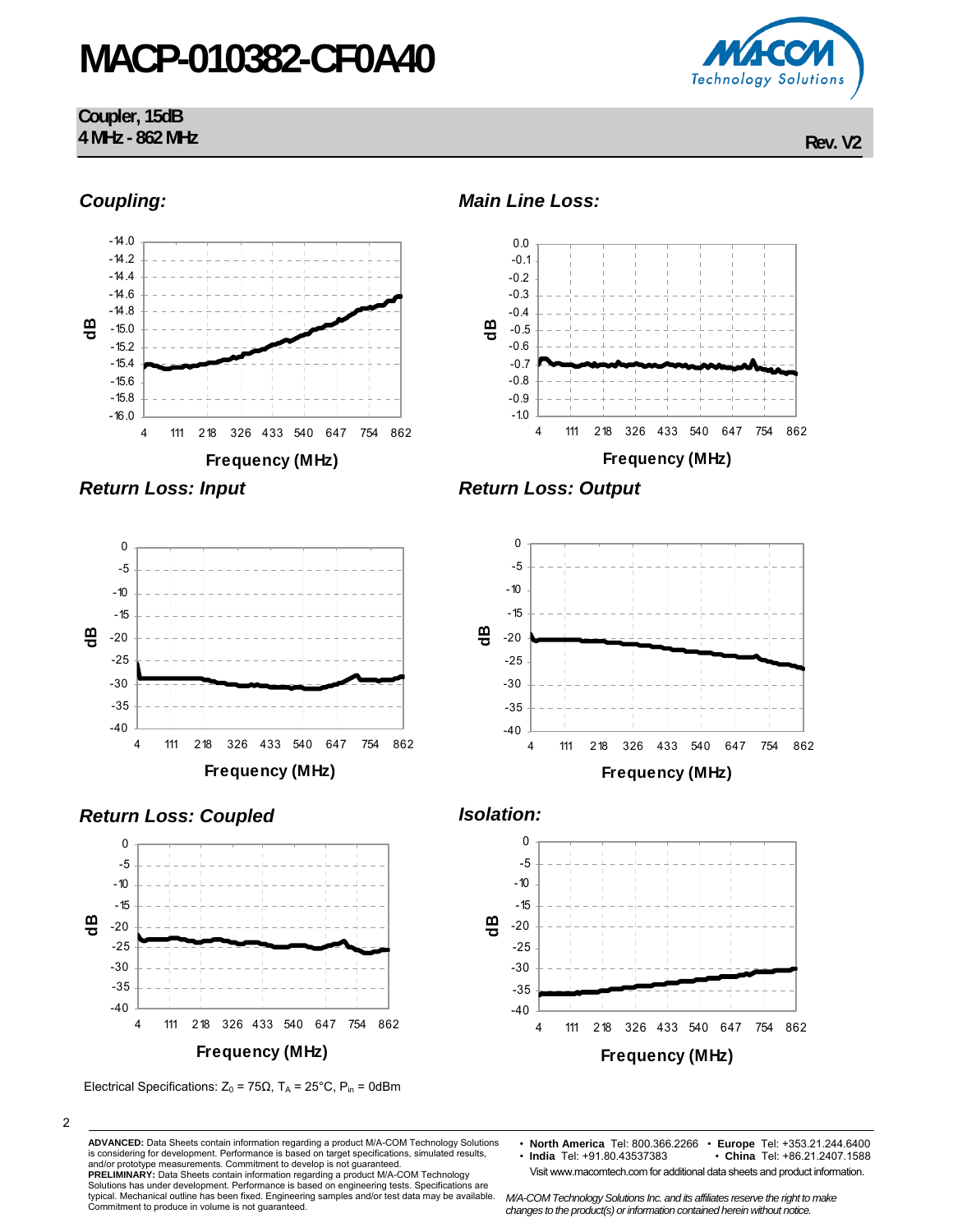## Coupling:

## Main Line Loss:

## Return Loss: Input

## Return Loss: Output

## Return Loss: Coupled

## Isolation:

Electrical Specifications: $Z_0 = 75\Omega$, $T_A = 25°C$, $P_{in} = 0dBm$

**ADVANCED:** Data Sheets contain information regarding a product M/A-COM Technology Solutions is considering for development. Performance is based on target specifications, simulated results, and/or prototype measurements. Commitment to develop is not guaranteed.
**PRELIMINARY:** Data Sheets contain information regarding a product M/A-COM Technology Solutions has under development. Performance is based on engineering tests. Specifications are typical. Mechanical outline has been fixed. Engineering samples and/or test data may be available. Commitment to produce in volume is not guaranteed.

- **North America** Tel: 800.366.2266
- **Europe** Tel: +353.21.244.6400
- **India** Tel: +91.80.43537383
- **China** Tel: +86.21.2407.1588

Visit www.macomtech.com for additional data sheets and product information.

*M/A-COM Technology Solutions Inc. and its affiliates reserve the right to make changes to the product(s) or information contained herein without notice.*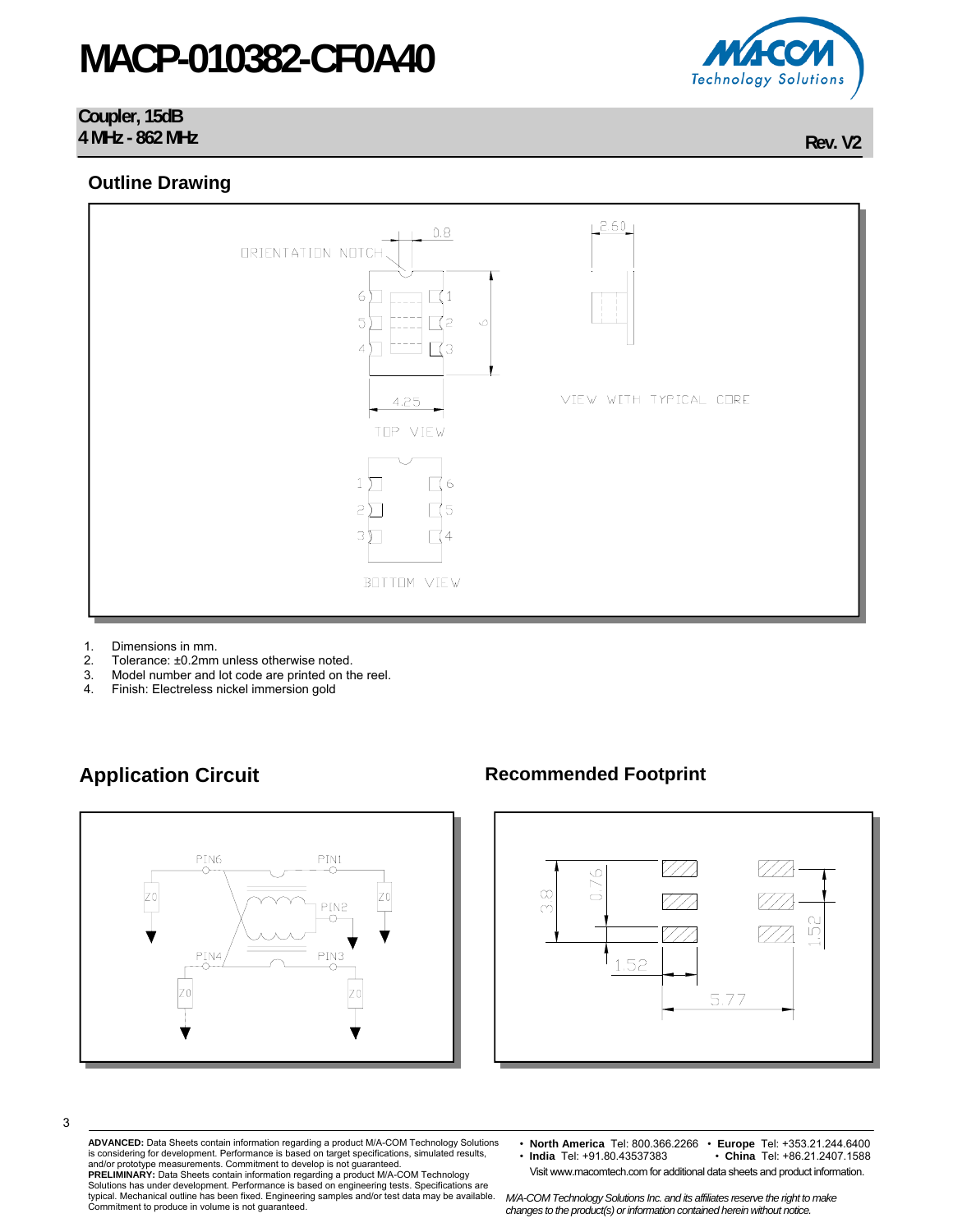# MACP-010382-CF0A40

**Coupler, 15dB**
**4 MHz - 862 MHz**

**Rev. V2**

## Outline Drawing

ORIENTATION NOTCH

0.8

2.60

6

4.25

TOP VIEW

VIEW WITH TYPICAL CORE

BOTTOM VIEW

1. Dimensions in mm.
2. Tolerance: ±0.2mm unless otherwise noted.
3. Model number and lot code are printed on the reel.
4. Finish: Electreless nickel immersion gold

## Application Circuit

PIN6, PIN1, PIN2, PIN4, PIN3, Z0

## Recommended Footprint

3.8, 0.76, 1.52, 1.52, 5.77

**ADVANCED:** Data Sheets contain information regarding a product M/A-COM Technology Solutions is considering for development. Performance is based on target specifications, simulated results, and/or prototype measurements. Commitment to develop is not guaranteed.
**PRELIMINARY:** Data Sheets contain information regarding a product M/A-COM Technology Solutions has under development. Performance is based on engineering tests. Specifications are typical. Mechanical outline has been fixed. Engineering samples and/or test data may be available. Commitment to produce in volume is not guaranteed.

- **North America** Tel: 800.366.2266 • **Europe** Tel: +353.21.244.6400
- **India** Tel: +91.80.43537383 • **China** Tel: +86.21.2407.1588

Visit www.macomtech.com for additional data sheets and product information.

*M/A-COM Technology Solutions Inc. and its affiliates reserve the right to make changes to the product(s) or information contained herein without notice.*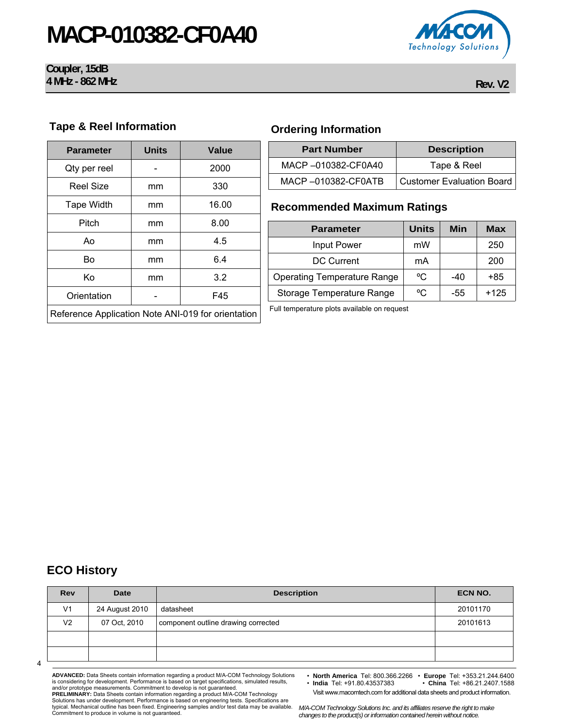## Tape & Reel Information

| Parameter | Units | Value |
|---|---|---|
| Qty per reel | - | 2000 |
| Reel Size | mm | 330 |
| Tape Width | mm | 16.00 |
| Pitch | mm | 8.00 |
| Ao | mm | 4.5 |
| Bo | mm | 6.4 |
| Ko | mm | 3.2 |
| Orientation | - | F45 |
| Reference Application Note ANI-019 for orientation | | |

## Ordering Information

| Part Number | Description |
|---|---|
| MACP –010382-CF0A40 | Tape & Reel |
| MACP –010382-CF0ATB | Customer Evaluation Board |

## Recommended Maximum Ratings

| Parameter | Units | Min | Max |
|---|---|---|---|
| Input Power | mW | | 250 |
| DC Current | mA | | 200 |
| Operating Temperature Range | ºC | -40 | +85 |
| Storage Temperature Range | ºC | -55 | +125 |

Full temperature plots available on request

## ECO History

| Rev | Date | Description | ECN NO. |
|---|---|---|---|
| V1 | 24 August 2010 | datasheet | 20101170 |
| V2 | 07 Oct, 2010 | component outline drawing corrected | 20101613 |
| | | | |
| | | | |

**ADVANCED:** Data Sheets contain information regarding a product M/A-COM Technology Solutions is considering for development. Performance is based on target specifications, simulated results, and/or prototype measurements. Commitment to develop is not guaranteed.
**PRELIMINARY:** Data Sheets contain information regarding a product M/A-COM Technology Solutions has under development. Performance is based on engineering tests. Specifications are typical. Mechanical outline has been fixed. Engineering samples and/or test data may be available. Commitment to produce in volume is not guaranteed.

- **North America** Tel: 800.366.2266
- **Europe** Tel: +353.21.244.6400
- **India** Tel: +91.80.43537383
- **China** Tel: +86.21.2407.1588

Visit www.macomtech.com for additional data sheets and product information.

*M/A-COM Technology Solutions Inc. and its affiliates reserve the right to make changes to the product(s) or information contained herein without notice.*